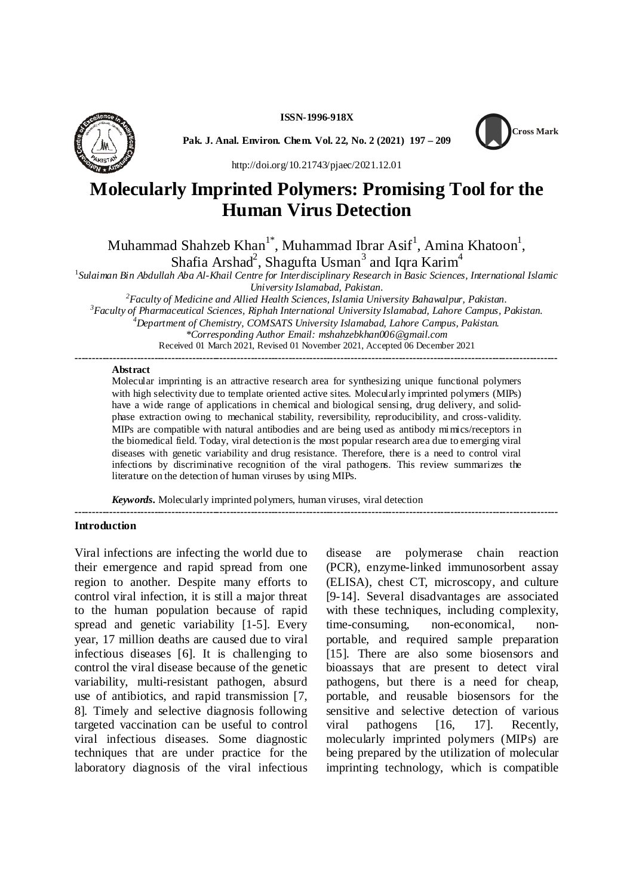ISSN-1996-918X

Pak. J. Anal. Environ. Chem. Vol. 22, No. 2 (2021) 197 – 209

http://doi.org/10.21743/pjaec/2021.12.01

# Molecularly Imprinted Polymers: Promising Tool for the Human Virus Detection

Muhammad Shahzeb Khan[1*], Muhammad Ibrar Asif[1], Amina Khatoon[1], Shafia Arshad[2], Shagufta Usman[3] and Iqra Karim[4]

[1]*Sulaiman Bin Abdullah Aba Al-Khail Centre for Interdisciplinary Research in Basic Sciences, International Islamic University Islamabad, Pakistan.*
[2]*Faculty of Medicine and Allied Health Sciences, Islamia University Bahawalpur, Pakistan.*
[3]*Faculty of Pharmaceutical Sciences, Riphah International University Islamabad, Lahore Campus, Pakistan.*
[4]*Department of Chemistry, COMSATS University Islamabad, Lahore Campus, Pakistan.*
*\*Corresponding Author Email: mshahzebkhan006@gmail.com*
Received 01 March 2021, Revised 01 November 2021, Accepted 06 December 2021

---

**Abstract**

Molecular imprinting is an attractive research area for synthesizing unique functional polymers with high selectivity due to template oriented active sites. Molecularly imprinted polymers (MIPs) have a wide range of applications in chemical and biological sensing, drug delivery, and solid-phase extraction owing to mechanical stability, reversibility, reproducibility, and cross-validity. MIPs are compatible with natural antibodies and are being used as antibody mimics/receptors in the biomedical field. Today, viral detection is the most popular research area due to emerging viral diseases with genetic variability and drug resistance. Therefore, there is a need to control viral infections by discriminative recognition of the viral pathogens. This review summarizes the literature on the detection of human viruses by using MIPs.

***Keywords*.** Molecularly imprinted polymers, human viruses, viral detection

---

## Introduction

Viral infections are infecting the world due to their emergence and rapid spread from one region to another. Despite many efforts to control viral infection, it is still a major threat to the human population because of rapid spread and genetic variability [1-5]. Every year, 17 million deaths are caused due to viral infectious diseases [6]. It is challenging to control the viral disease because of the genetic variability, multi-resistant pathogen, absurd use of antibiotics, and rapid transmission [7, 8]. Timely and selective diagnosis following targeted vaccination can be useful to control viral infectious diseases. Some diagnostic techniques that are under practice for the laboratory diagnosis of the viral infectious disease are polymerase chain reaction (PCR), enzyme-linked immunosorbent assay (ELISA), chest CT, microscopy, and culture [9-14]. Several disadvantages are associated with these techniques, including complexity, time-consuming, non-economical, non-portable, and required sample preparation [15]. There are also some biosensors and bioassays that are present to detect viral pathogens, but there is a need for cheap, portable, and reusable biosensors for the sensitive and selective detection of various viral pathogens [16, 17]. Recently, molecularly imprinted polymers (MIPs) are being prepared by the utilization of molecular imprinting technology, which is compatible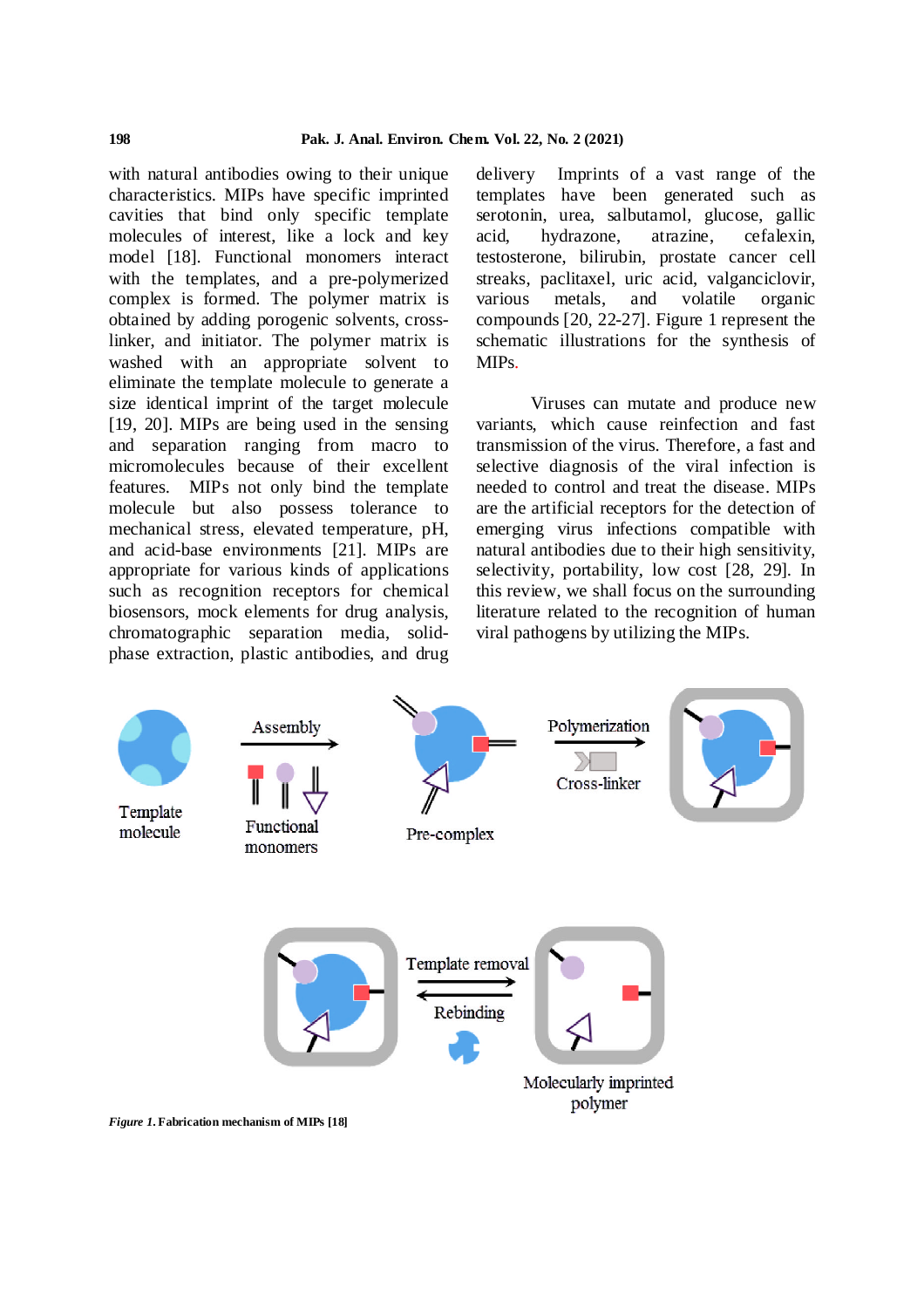with natural antibodies owing to their unique characteristics. MIPs have specific imprinted cavities that bind only specific template molecules of interest, like a lock and key model [18]. Functional monomers interact with the templates, and a pre-polymerized complex is formed. The polymer matrix is obtained by adding porogenic solvents, cross-linker, and initiator. The polymer matrix is washed with an appropriate solvent to eliminate the template molecule to generate a size identical imprint of the target molecule [19, 20]. MIPs are being used in the sensing and separation ranging from macro to micromolecules because of their excellent features. MIPs not only bind the template molecule but also possess tolerance to mechanical stress, elevated temperature, pH, and acid-base environments [21]. MIPs are appropriate for various kinds of applications such as recognition receptors for chemical biosensors, mock elements for drug analysis, chromatographic separation media, solid-phase extraction, plastic antibodies, and drug delivery Imprints of a vast range of the templates have been generated such as serotonin, urea, salbutamol, glucose, gallic acid, hydrazone, atrazine, cefalexin, testosterone, bilirubin, prostate cancer cell streaks, paclitaxel, uric acid, valganciclovir, various metals, and volatile organic compounds [20, 22-27]. Figure 1 represent the schematic illustrations for the synthesis of MIPs.

Viruses can mutate and produce new variants, which cause reinfection and fast transmission of the virus. Therefore, a fast and selective diagnosis of the viral infection is needed to control and treat the disease. MIPs are the artificial receptors for the detection of emerging virus infections compatible with natural antibodies due to their high sensitivity, selectivity, portability, low cost [28, 29]. In this review, we shall focus on the surrounding literature related to the recognition of human viral pathogens by utilizing the MIPs.

*Figure 1.* **Fabrication mechanism of MIPs [18]**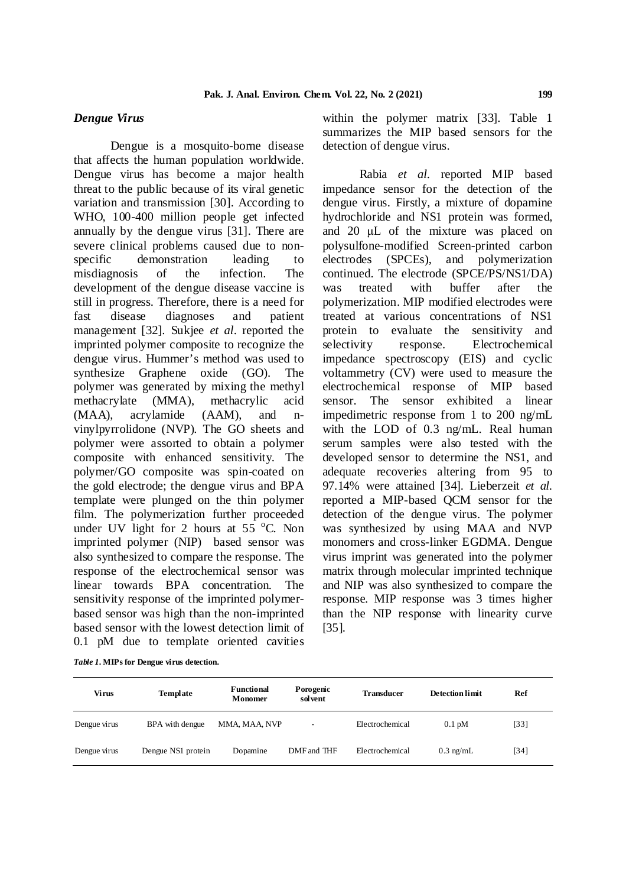### *Dengue Virus*

Dengue is a mosquito-borne disease that affects the human population worldwide. Dengue virus has become a major health threat to the public because of its viral genetic variation and transmission [30]. According to WHO, 100-400 million people get infected annually by the dengue virus [31]. There are severe clinical problems caused due to non-specific demonstration leading to misdiagnosis of the infection. The development of the dengue disease vaccine is still in progress. Therefore, there is a need for fast disease diagnoses and patient management [32]. Sukjee *et al*. reported the imprinted polymer composite to recognize the dengue virus. Hummer's method was used to synthesize Graphene oxide (GO). The polymer was generated by mixing the methyl methacrylate (MMA), methacrylic acid (MAA), acrylamide (AAM), and n-vinylpyrrolidone (NVP). The GO sheets and polymer were assorted to obtain a polymer composite with enhanced sensitivity. The polymer/GO composite was spin-coated on the gold electrode; the dengue virus and BPA template were plunged on the thin polymer film. The polymerization further proceeded under UV light for 2 hours at 55 $^{o}$C. Non imprinted polymer (NIP) based sensor was also synthesized to compare the response. The response of the electrochemical sensor was linear towards BPA concentration. The sensitivity response of the imprinted polymer-based sensor was high than the non-imprinted based sensor with the lowest detection limit of 0.1 pM due to template oriented cavities within the polymer matrix [33]. Table 1 summarizes the MIP based sensors for the detection of dengue virus.

Rabia *et al*. reported MIP based impedance sensor for the detection of the dengue virus. Firstly, a mixture of dopamine hydrochloride and NS1 protein was formed, and 20 µL of the mixture was placed on polysulfone-modified Screen-printed carbon electrodes (SPCEs), and polymerization continued. The electrode (SPCE/PS/NS1/DA) was treated with buffer after the polymerization. MIP modified electrodes were treated at various concentrations of NS1 protein to evaluate the sensitivity and selectivity response. Electrochemical impedance spectroscopy (EIS) and cyclic voltammetry (CV) were used to measure the electrochemical response of MIP based sensor. The sensor exhibited a linear impedimetric response from 1 to 200 ng/mL with the LOD of 0.3 ng/mL. Real human serum samples were also tested with the developed sensor to determine the NS1, and adequate recoveries altering from 95 to 97.14% were attained [34]. Lieberzeit *et al*. reported a MIP-based QCM sensor for the detection of the dengue virus. The polymer was synthesized by using MAA and NVP monomers and cross-linker EGDMA. Dengue virus imprint was generated into the polymer matrix through molecular imprinted technique and NIP was also synthesized to compare the response. MIP response was 3 times higher than the NIP response with linearity curve [35].

*Table 1*. **MIPs for Dengue virus detection.**

| Virus | Template | Functional Monomer | Porogenic solvent | Transducer | Detection limit | Ref |
|---|---|---|---|---|---|---|
| Dengue virus | BPA with dengue | MMA, MAA, NVP | - | Electrochemical | 0.1 pM | [33] |
| Dengue virus | Dengue NS1 protein | Dopamine | DMF and THF | Electrochemical | 0.3 ng/mL | [34] |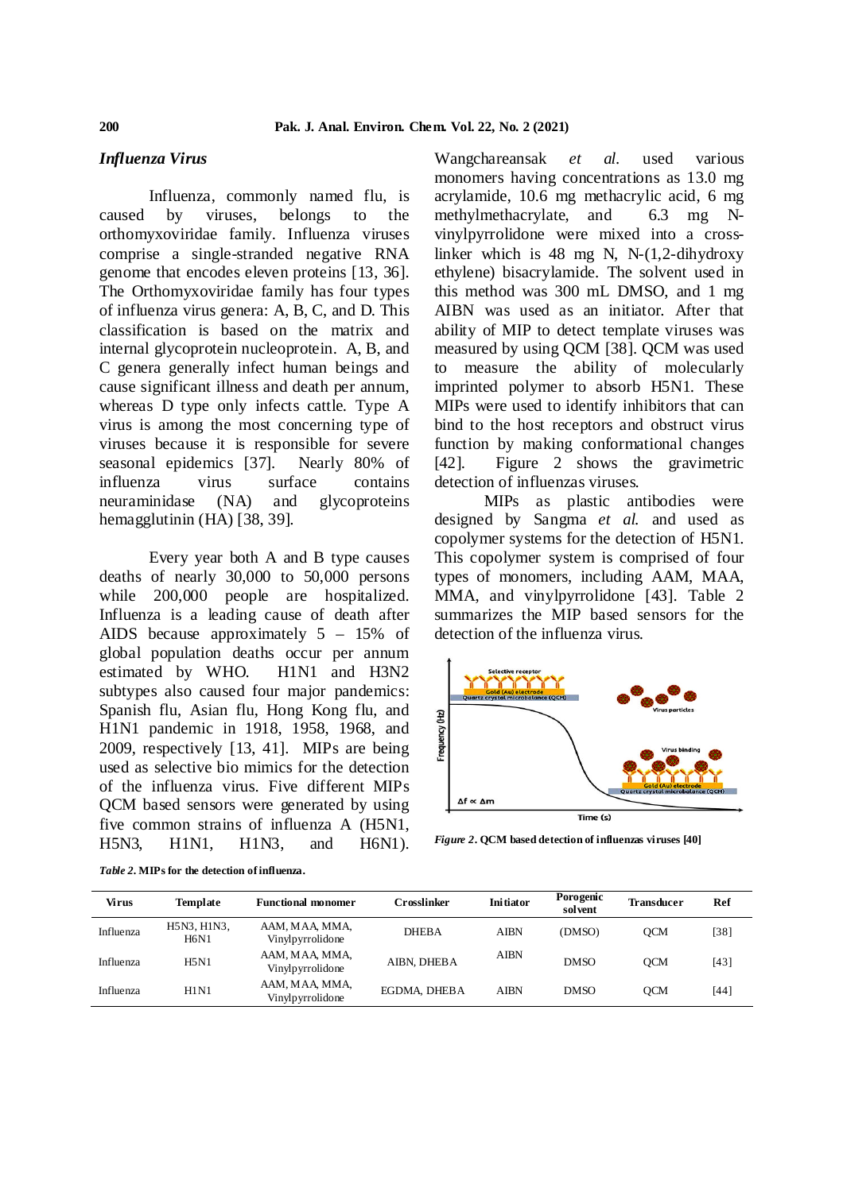### *Influenza Virus*

Influenza, commonly named flu, is caused by viruses, belongs to the orthomyxoviridae family. Influenza viruses comprise a single-stranded negative RNA genome that encodes eleven proteins [13, 36]. The Orthomyxoviridae family has four types of influenza virus genera: A, B, C, and D. This classification is based on the matrix and internal glycoprotein nucleoprotein. A, B, and C genera generally infect human beings and cause significant illness and death per annum, whereas D type only infects cattle. Type A virus is among the most concerning type of viruses because it is responsible for severe seasonal epidemics [37]. Nearly 80% of influenza virus surface contains neuraminidase (NA) and glycoproteins hemagglutinin (HA) [38, 39].

Every year both A and B type causes deaths of nearly 30,000 to 50,000 persons while 200,000 people are hospitalized. Influenza is a leading cause of death after AIDS because approximately 5 – 15% of global population deaths occur per annum estimated by WHO. H1N1 and H3N2 subtypes also caused four major pandemics: Spanish flu, Asian flu, Hong Kong flu, and H1N1 pandemic in 1918, 1958, 1968, and 2009, respectively [13, 41]. MIPs are being used as selective bio mimics for the detection of the influenza virus. Five different MIPs QCM based sensors were generated by using five common strains of influenza A (H5N1, H5N3, H1N1, H1N3, and H6N1). Wangchareansak *et al.* used various monomers having concentrations as 13.0 mg acrylamide, 10.6 mg methacrylic acid, 6 mg methylmethacrylate, and 6.3 mg N-vinylpyrrolidone were mixed into a cross-linker which is 48 mg N, N-(1,2-dihydroxy ethylene) bisacrylamide. The solvent used in this method was 300 mL DMSO, and 1 mg AIBN was used as an initiator. After that ability of MIP to detect template viruses was measured by using QCM [38]. QCM was used to measure the ability of molecularly imprinted polymer to absorb H5N1. These MIPs were used to identify inhibitors that can bind to the host receptors and obstruct virus function by making conformational changes [42]. Figure 2 shows the gravimetric detection of influenzas viruses.

MIPs as plastic antibodies were designed by Sangma *et al.* and used as copolymer systems for the detection of H5N1. This copolymer system is comprised of four types of monomers, including AAM, MAA, MMA, and vinylpyrrolidone [43]. Table 2 summarizes the MIP based sensors for the detection of the influenza virus.

*Figure 2*. **QCM based detection of influenzas viruses [40]**

*Table 2*. **MIPs for the detection of influenza.**

| Virus | Template | Functional monomer | Crosslinker | Initiator | Porogenic solvent | Transducer | Ref |
|---|---|---|---|---|---|---|---|
| Influenza | H5N3, H1N3, H6N1 | AAM, MAA, MMA, Vinylpyrrolidone | DHEBA | AIBN | (DMSO) | QCM | [38] |
| Influenza | H5N1 | AAM, MAA, MMA, Vinylpyrrolidone | AIBN, DHEBA | AIBN | DMSO | QCM | [43] |
| Influenza | H1N1 | AAM, MAA, MMA, Vinylpyrrolidone | EGDMA, DHEBA | AIBN | DMSO | QCM | [44] |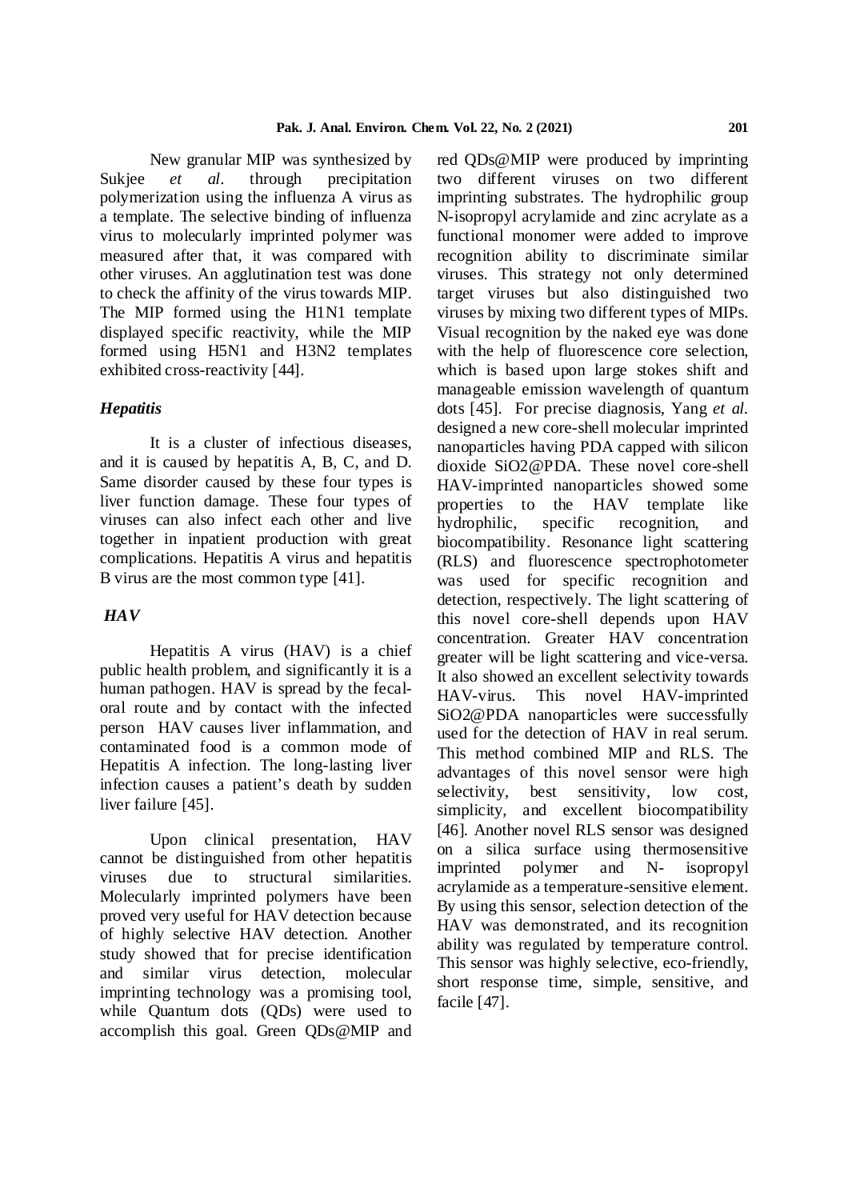New granular MIP was synthesized by Sukjee *et al*. through precipitation polymerization using the influenza A virus as a template. The selective binding of influenza virus to molecularly imprinted polymer was measured after that, it was compared with other viruses. An agglutination test was done to check the affinity of the virus towards MIP. The MIP formed using the H1N1 template displayed specific reactivity, while the MIP formed using H5N1 and H3N2 templates exhibited cross-reactivity [44].

### *Hepatitis*

It is a cluster of infectious diseases, and it is caused by hepatitis A, B, C, and D. Same disorder caused by these four types is liver function damage. These four types of viruses can also infect each other and live together in inpatient production with great complications. Hepatitis A virus and hepatitis B virus are the most common type [41].

### *HAV*

Hepatitis A virus (HAV) is a chief public health problem, and significantly it is a human pathogen. HAV is spread by the fecal-oral route and by contact with the infected person HAV causes liver inflammation, and contaminated food is a common mode of Hepatitis A infection. The long-lasting liver infection causes a patient's death by sudden liver failure [45].

Upon clinical presentation, HAV cannot be distinguished from other hepatitis viruses due to structural similarities. Molecularly imprinted polymers have been proved very useful for HAV detection because of highly selective HAV detection. Another study showed that for precise identification and similar virus detection, molecular imprinting technology was a promising tool, while Quantum dots (QDs) were used to accomplish this goal. Green QDs@MIP and red QDs@MIP were produced by imprinting two different viruses on two different imprinting substrates. The hydrophilic group N-isopropyl acrylamide and zinc acrylate as a functional monomer were added to improve recognition ability to discriminate similar viruses. This strategy not only determined target viruses but also distinguished two viruses by mixing two different types of MIPs. Visual recognition by the naked eye was done with the help of fluorescence core selection, which is based upon large stokes shift and manageable emission wavelength of quantum dots [45]. For precise diagnosis, Yang *et al.* designed a new core-shell molecular imprinted nanoparticles having PDA capped with silicon dioxide $SiO_2$@PDA. These novel core-shell HAV-imprinted nanoparticles showed some properties to the HAV template like hydrophilic, specific recognition, and biocompatibility. Resonance light scattering (RLS) and fluorescence spectrophotometer was used for specific recognition and detection, respectively. The light scattering of this novel core-shell depends upon HAV concentration. Greater HAV concentration greater will be light scattering and vice-versa. It also showed an excellent selectivity towards HAV-virus. This novel HAV-imprinted $SiO_2$@PDA nanoparticles were successfully used for the detection of HAV in real serum. This method combined MIP and RLS. The advantages of this novel sensor were high selectivity, best sensitivity, low cost, simplicity, and excellent biocompatibility [46]. Another novel RLS sensor was designed on a silica surface using thermosensitive imprinted polymer and N- isopropyl acrylamide as a temperature-sensitive element. By using this sensor, selection detection of the HAV was demonstrated, and its recognition ability was regulated by temperature control. This sensor was highly selective, eco-friendly, short response time, simple, sensitive, and facile [47].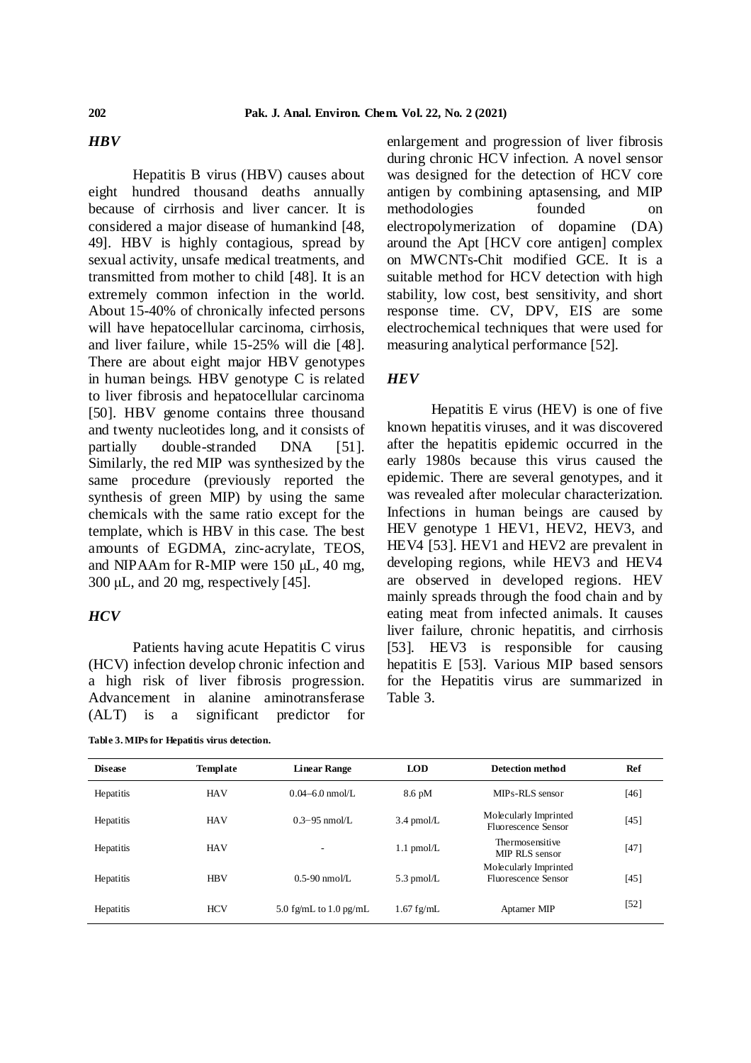### *HBV*

Hepatitis B virus (HBV) causes about eight hundred thousand deaths annually because of cirrhosis and liver cancer. It is considered a major disease of humankind [48, 49]. HBV is highly contagious, spread by sexual activity, unsafe medical treatments, and transmitted from mother to child [48]. It is an extremely common infection in the world. About 15-40% of chronically infected persons will have hepatocellular carcinoma, cirrhosis, and liver failure, while 15-25% will die [48]. There are about eight major HBV genotypes in human beings. HBV genotype C is related to liver fibrosis and hepatocellular carcinoma [50]. HBV genome contains three thousand and twenty nucleotides long, and it consists of partially double-stranded DNA [51]. Similarly, the red MIP was synthesized by the same procedure (previously reported the synthesis of green MIP) by using the same chemicals with the same ratio except for the template, which is HBV in this case. The best amounts of EGDMA, zinc-acrylate, TEOS, and NIPAAm for R-MIP were 150 μL, 40 mg, 300 μL, and 20 mg, respectively [45].

### *HCV*

Patients having acute Hepatitis C virus (HCV) infection develop chronic infection and a high risk of liver fibrosis progression. Advancement in alanine aminotransferase (ALT) is a significant predictor for enlargement and progression of liver fibrosis during chronic HCV infection. A novel sensor was designed for the detection of HCV core antigen by combining aptasensing, and MIP methodologies founded on electropolymerization of dopamine (DA) around the Apt [HCV core antigen] complex on MWCNTs-Chit modified GCE. It is a suitable method for HCV detection with high stability, low cost, best sensitivity, and short response time. CV, DPV, EIS are some electrochemical techniques that were used for measuring analytical performance [52].

### *HEV*

Hepatitis E virus (HEV) is one of five known hepatitis viruses, and it was discovered after the hepatitis epidemic occurred in the early 1980s because this virus caused the epidemic. There are several genotypes, and it was revealed after molecular characterization. Infections in human beings are caused by HEV genotype 1 HEV1, HEV2, HEV3, and HEV4 [53]. HEV1 and HEV2 are prevalent in developing regions, while HEV3 and HEV4 are observed in developed regions. HEV mainly spreads through the food chain and by eating meat from infected animals. It causes liver failure, chronic hepatitis, and cirrhosis [53]. HEV3 is responsible for causing hepatitis E [53]. Various MIP based sensors for the Hepatitis virus are summarized in Table 3.

**Table 3. MIPs for Hepatitis virus detection.**

| Disease | Template | Linear Range | LOD | Detection method | Ref |
|---|---|---|---|---|---|
| Hepatitis | HAV | 0.04–6.0 nmol/L | 8.6 pM | MIPs-RLS sensor | [46] |
| Hepatitis | HAV | 0.3−95 nmol/L | 3.4 pmol/L | Molecularly Imprinted Fluorescence Sensor | [45] |
| Hepatitis | HAV | - | 1.1 pmol/L | Thermosensitive MIP RLS sensor | [47] |
| Hepatitis | HBV | 0.5-90 nmol/L | 5.3 pmol/L | Molecularly Imprinted Fluorescence Sensor | [45] |
| Hepatitis | HCV | 5.0 fg/mL to 1.0 pg/mL | 1.67 fg/mL | Aptamer MIP | [52] |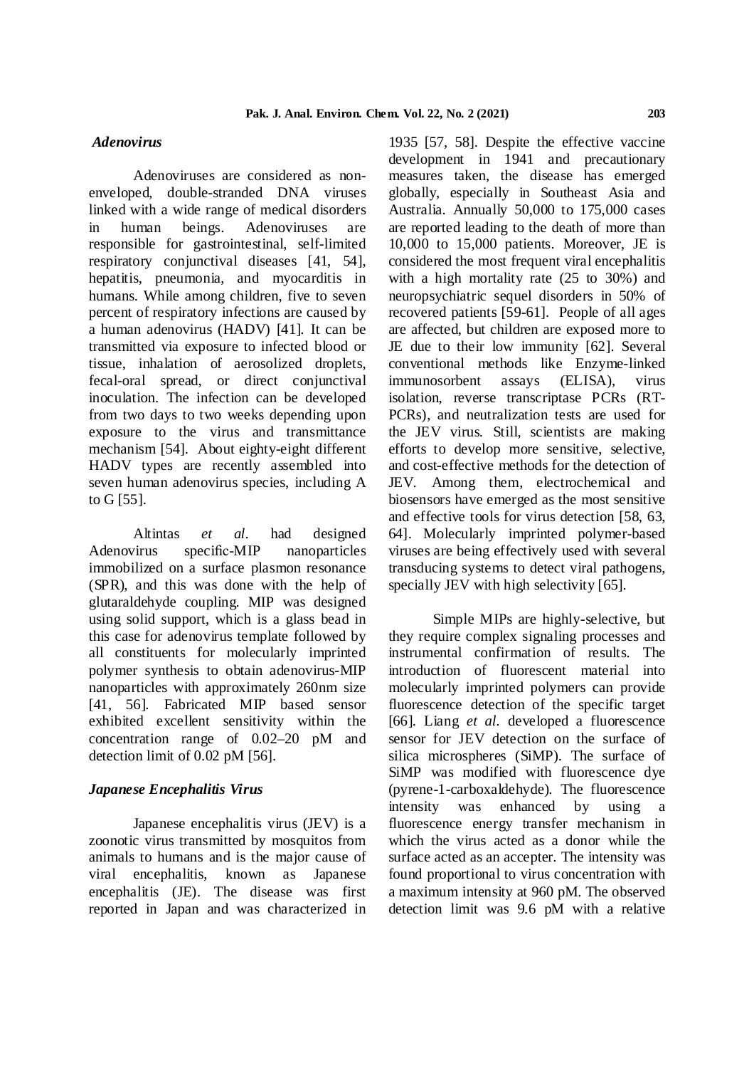### *Adenovirus*

Adenoviruses are considered as non-enveloped, double-stranded DNA viruses linked with a wide range of medical disorders in human beings. Adenoviruses are responsible for gastrointestinal, self-limited respiratory conjunctival diseases [41, 54], hepatitis, pneumonia, and myocarditis in humans. While among children, five to seven percent of respiratory infections are caused by a human adenovirus (HADV) [41]. It can be transmitted via exposure to infected blood or tissue, inhalation of aerosolized droplets, fecal-oral spread, or direct conjunctival inoculation. The infection can be developed from two days to two weeks depending upon exposure to the virus and transmittance mechanism [54]. About eighty-eight different HADV types are recently assembled into seven human adenovirus species, including A to G [55].

Altintas *et al*. had designed Adenovirus specific-MIP nanoparticles immobilized on a surface plasmon resonance (SPR), and this was done with the help of glutaraldehyde coupling. MIP was designed using solid support, which is a glass bead in this case for adenovirus template followed by all constituents for molecularly imprinted polymer synthesis to obtain adenovirus-MIP nanoparticles with approximately 260nm size [41, 56]. Fabricated MIP based sensor exhibited excellent sensitivity within the concentration range of 0.02–20 pM and detection limit of 0.02 pM [56].

### *Japanese Encephalitis Virus*

Japanese encephalitis virus (JEV) is a zoonotic virus transmitted by mosquitos from animals to humans and is the major cause of viral encephalitis, known as Japanese encephalitis (JE). The disease was first reported in Japan and was characterized in 1935 [57, 58]. Despite the effective vaccine development in 1941 and precautionary measures taken, the disease has emerged globally, especially in Southeast Asia and Australia. Annually 50,000 to 175,000 cases are reported leading to the death of more than 10,000 to 15,000 patients. Moreover, JE is considered the most frequent viral encephalitis with a high mortality rate (25 to 30%) and neuropsychiatric sequel disorders in 50% of recovered patients [59-61]. People of all ages are affected, but children are exposed more to JE due to their low immunity [62]. Several conventional methods like Enzyme-linked immunosorbent assays (ELISA), virus isolation, reverse transcriptase PCRs (RT-PCRs), and neutralization tests are used for the JEV virus. Still, scientists are making efforts to develop more sensitive, selective, and cost-effective methods for the detection of JEV. Among them, electrochemical and biosensors have emerged as the most sensitive and effective tools for virus detection [58, 63, 64]. Molecularly imprinted polymer-based viruses are being effectively used with several transducing systems to detect viral pathogens, specially JEV with high selectivity [65].

Simple MIPs are highly-selective, but they require complex signaling processes and instrumental confirmation of results. The introduction of fluorescent material into molecularly imprinted polymers can provide fluorescence detection of the specific target [66]. Liang *et al.* developed a fluorescence sensor for JEV detection on the surface of silica microspheres (SiMP). The surface of SiMP was modified with fluorescence dye (pyrene-1-carboxaldehyde). The fluorescence intensity was enhanced by using a fluorescence energy transfer mechanism in which the virus acted as a donor while the surface acted as an accepter. The intensity was found proportional to virus concentration with a maximum intensity at 960 pM. The observed detection limit was 9.6 pM with a relative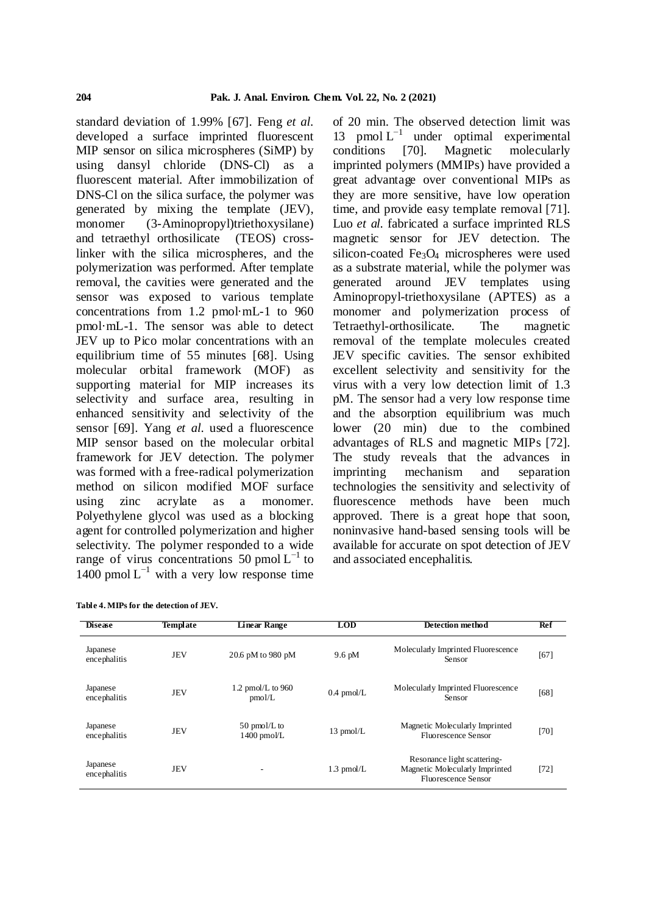standard deviation of 1.99% [67]. Feng *et al.* developed a surface imprinted fluorescent MIP sensor on silica microspheres (SiMP) by using dansyl chloride (DNS-Cl) as a fluorescent material. After immobilization of DNS-Cl on the silica surface, the polymer was generated by mixing the template (JEV), monomer (3-Aminopropyl)triethoxysilane) and tetraethyl orthosilicate (TEOS) cross-linker with the silica microspheres, and the polymerization was performed. After template removal, the cavities were generated and the sensor was exposed to various template concentrations from 1.2 pmol·mL-1 to 960 pmol·mL-1. The sensor was able to detect JEV up to Pico molar concentrations with an equilibrium time of 55 minutes [68]. Using molecular orbital framework (MOF) as supporting material for MIP increases its selectivity and surface area, resulting in enhanced sensitivity and selectivity of the sensor [69]. Yang *et al.* used a fluorescence MIP sensor based on the molecular orbital framework for JEV detection. The polymer was formed with a free-radical polymerization method on silicon modified MOF surface using zinc acrylate as a monomer. Polyethylene glycol was used as a blocking agent for controlled polymerization and higher selectivity. The polymer responded to a wide range of virus concentrations 50 pmol $L^{-1}$ to 1400 pmol $L^{-1}$ with a very low response time of 20 min. The observed detection limit was 13 pmol $L^{-1}$ under optimal experimental conditions [70]. Magnetic molecularly imprinted polymers (MMIPs) have provided a great advantage over conventional MIPs as they are more sensitive, have low operation time, and provide easy template removal [71]. Luo *et al.* fabricated a surface imprinted RLS magnetic sensor for JEV detection. The silicon-coated $Fe_3O_4$ microspheres were used as a substrate material, while the polymer was generated around JEV templates using Aminopropyl-triethoxysilane (APTES) as a monomer and polymerization process of Tetraethyl-orthosilicate. The magnetic removal of the template molecules created JEV specific cavities. The sensor exhibited excellent selectivity and sensitivity for the virus with a very low detection limit of 1.3 pM. The sensor had a very low response time and the absorption equilibrium was much lower (20 min) due to the combined advantages of RLS and magnetic MIPs [72]. The study reveals that the advances in imprinting mechanism and separation technologies the sensitivity and selectivity of fluorescence methods have been much approved. There is a great hope that soon, noninvasive hand-based sensing tools will be available for accurate on spot detection of JEV and associated encephalitis.

**Table 4. MIPs for the detection of JEV.**

| Disease | Template | Linear Range | LOD | Detection method | Ref |
|---|---|---|---|---|---|
| Japanese encephalitis | JEV | 20.6 pM to 980 pM | 9.6 pM | Molecularly Imprinted Fluorescence Sensor | [67] |
| Japanese encephalitis | JEV | 1.2 pmol/L to 960 pmol/L | 0.4 pmol/L | Molecularly Imprinted Fluorescence Sensor | [68] |
| Japanese encephalitis | JEV | 50 pmol/L to 1400 pmol/L | 13 pmol/L | Magnetic Molecularly Imprinted Fluorescence Sensor | [70] |
| Japanese encephalitis | JEV | - | 1.3 pmol/L | Resonance light scattering-Magnetic Molecularly Imprinted Fluorescence Sensor | [72] |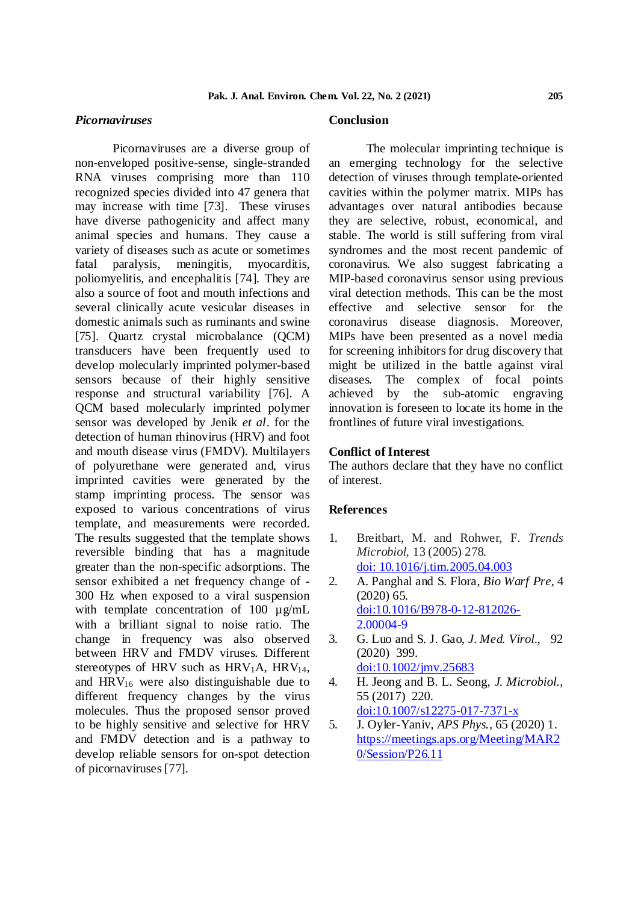### *Picornaviruses*

Picornaviruses are a diverse group of non-enveloped positive-sense, single-stranded RNA viruses comprising more than 110 recognized species divided into 47 genera that may increase with time [73]. These viruses have diverse pathogenicity and affect many animal species and humans. They cause a variety of diseases such as acute or sometimes fatal paralysis, meningitis, myocarditis, poliomyelitis, and encephalitis [74]. They are also a source of foot and mouth infections and several clinically acute vesicular diseases in domestic animals such as ruminants and swine [75]. Quartz crystal microbalance (QCM) transducers have been frequently used to develop molecularly imprinted polymer-based sensors because of their highly sensitive response and structural variability [76]. A QCM based molecularly imprinted polymer sensor was developed by Jenik *et al*. for the detection of human rhinovirus (HRV) and foot and mouth disease virus (FMDV). Multilayers of polyurethane were generated and, virus imprinted cavities were generated by the stamp imprinting process. The sensor was exposed to various concentrations of virus template, and measurements were recorded. The results suggested that the template shows reversible binding that has a magnitude greater than the non-specific adsorptions. The sensor exhibited a net frequency change of -300 Hz when exposed to a viral suspension with template concentration of 100 µg/mL with a brilliant signal to noise ratio. The change in frequency was also observed between HRV and FMDV viruses. Different stereotypes of HRV such as $HRV_1A$, $HRV_{14}$, and $HRV_{16}$ were also distinguishable due to different frequency changes by the virus molecules. Thus the proposed sensor proved to be highly sensitive and selective for HRV and FMDV detection and is a pathway to develop reliable sensors for on-spot detection of picornaviruses [77].

## Conclusion

The molecular imprinting technique is an emerging technology for the selective detection of viruses through template-oriented cavities within the polymer matrix. MIPs has advantages over natural antibodies because they are selective, robust, economical, and stable. The world is still suffering from viral syndromes and the most recent pandemic of coronavirus. We also suggest fabricating a MIP-based coronavirus sensor using previous viral detection methods. This can be the most effective and selective sensor for the coronavirus disease diagnosis. Moreover, MIPs have been presented as a novel media for screening inhibitors for drug discovery that might be utilized in the battle against viral diseases. The complex of focal points achieved by the sub-atomic engraving innovation is foreseen to locate its home in the frontlines of future viral investigations.

## Conflict of Interest

The authors declare that they have no conflict of interest.

## References

1. Breitbart, M. and Rohwer, F. *Trends Microbiol*, 13 (2005) 278. doi: 10.1016/j.tim.2005.04.003
2. A. Panghal and S. Flora, *Bio Warf Pre*, 4 (2020) 65. doi:10.1016/B978-0-12-812026-2.00004-9
3. G. Luo and S. J. Gao, *J. Med. Virol.*, 92 (2020) 399. doi:10.1002/jmv.25683
4. H. Jeong and B. L. Seong, *J. Microbiol.*, 55 (2017) 220. doi:10.1007/s12275-017-7371-x
5. J. Oyler-Yaniv, *APS Phys.*, 65 (2020) 1. https://meetings.aps.org/Meeting/MAR20/Session/P26.11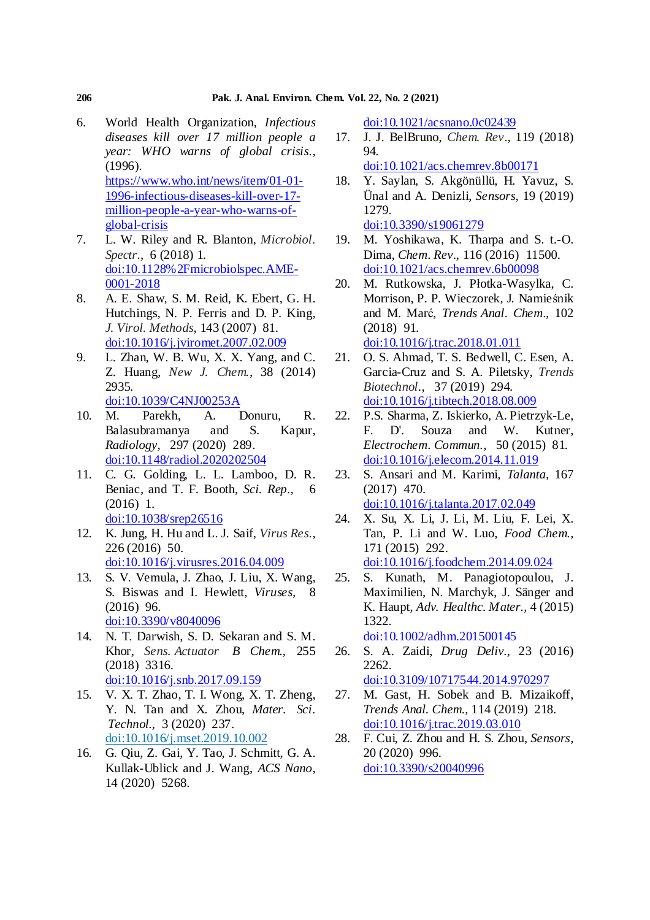6. World Health Organization, *Infectious diseases kill over 17 million people a year: WHO warns of global crisis.*, (1996). https://www.who.int/news/item/01-01-1996-infectious-diseases-kill-over-17-million-people-a-year-who-warns-of-global-crisis
7. L. W. Riley and R. Blanton, *Microbiol. Spectr.*, 6 (2018) 1. doi:10.1128%2Fmicrobiolspec.AME-0001-2018
8. A. E. Shaw, S. M. Reid, K. Ebert, G. H. Hutchings, N. P. Ferris and D. P. King, *J. Virol. Methods*, 143 (2007) 81. doi:10.1016/j.jviromet.2007.02.009
9. L. Zhan, W. B. Wu, X. X. Yang, and C. Z. Huang, *New J. Chem.*, 38 (2014) 2935. doi:10.1039/C4NJ00253A
10. M. Parekh, A. Donuru, R. Balasubramanya and S. Kapur, *Radiology*, 297 (2020) 289. doi:10.1148/radiol.2020202504
11. C. G. Golding, L. L. Lamboo, D. R. Beniac, and T. F. Booth, *Sci. Rep.*, 6 (2016) 1. doi:10.1038/srep26516
12. K. Jung, H. Hu and L. J. Saif, *Virus Res.*, 226 (2016) 50. doi:10.1016/j.virusres.2016.04.009
13. S. V. Vemula, J. Zhao, J. Liu, X. Wang, S. Biswas and I. Hewlett, *Viruses*, 8 (2016) 96. doi:10.3390/v8040096
14. N. T. Darwish, S. D. Sekaran and S. M. Khor, *Sens. Actuator B Chem.*, 255 (2018) 3316. doi:10.1016/j.snb.2017.09.159
15. V. X. T. Zhao, T. I. Wong, X. T. Zheng, Y. N. Tan and X. Zhou, *Mater. Sci. Technol.*, 3 (2020) 237. doi:10.1016/j.mset.2019.10.002
16. G. Qiu, Z. Gai, Y. Tao, J. Schmitt, G. A. Kullak-Ublick and J. Wang, *ACS Nano*, 14 (2020) 5268. doi:10.1021/acsnano.0c02439
17. J. J. BelBruno, *Chem. Rev.*, 119 (2018) 94. doi:10.1021/acs.chemrev.8b00171
18. Y. Saylan, S. Akgönüllü, H. Yavuz, S. Ünal and A. Denizli, *Sensors*, 19 (2019) 1279. doi:10.3390/s19061279
19. M. Yoshikawa, K. Tharpa and S. t.-O. Dima, *Chem. Rev.*, 116 (2016) 11500. doi:10.1021/acs.chemrev.6b00098
20. M. Rutkowska, J. Płotka-Wasylka, C. Morrison, P. P. Wieczorek, J. Namieśnik and M. Marć, *Trends Anal. Chem.*, 102 (2018) 91. doi:10.1016/j.trac.2018.01.011
21. O. S. Ahmad, T. S. Bedwell, C. Esen, A. Garcia-Cruz and S. A. Piletsky, *Trends Biotechnol.*, 37 (2019) 294. doi:10.1016/j.tibtech.2018.08.009
22. P.S. Sharma, Z. Iskierko, A. Pietrzyk-Le, F. D'. Souza and W. Kutner, *Electrochem. Commun.*, 50 (2015) 81. doi:10.1016/j.elecom.2014.11.019
23. S. Ansari and M. Karimi, *Talanta*, 167 (2017) 470. doi:10.1016/j.talanta.2017.02.049
24. X. Su, X. Li, J. Li, M. Liu, F. Lei, X. Tan, P. Li and W. Luo, *Food Chem.*, 171 (2015) 292. doi:10.1016/j.foodchem.2014.09.024
25. S. Kunath, M. Panagiotopoulou, J. Maximilien, N. Marchyk, J. Sänger and K. Haupt, *Adv. Healthc. Mater.*, 4 (2015) 1322. doi:10.1002/adhm.201500145
26. S. A. Zaidi, *Drug Deliv.*, 23 (2016) 2262. doi:10.3109/10717544.2014.970297
27. M. Gast, H. Sobek and B. Mizaikoff, *Trends Anal. Chem.*, 114 (2019) 218. doi:10.1016/j.trac.2019.03.010
28. F. Cui, Z. Zhou and H. S. Zhou, *Sensors*, 20 (2020) 996. doi:10.3390/s20040996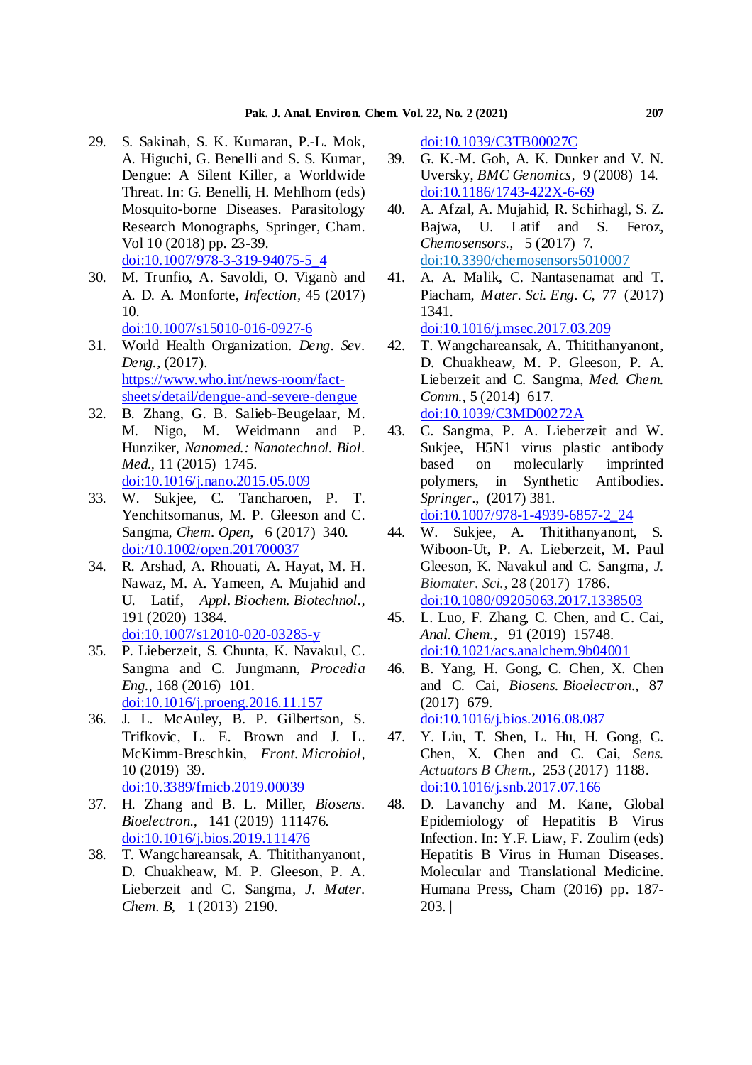29. S. Sakinah, S. K. Kumaran, P.-L. Mok, A. Higuchi, G. Benelli and S. S. Kumar, Dengue: A Silent Killer, a Worldwide Threat. In: G. Benelli, H. Mehlhorn (eds) Mosquito-borne Diseases. Parasitology Research Monographs, Springer, Cham. Vol 10 (2018) pp. 23-39. doi:10.1007/978-3-319-94075-5_4
30. M. Trunfio, A. Savoldi, O. Viganò and A. D. A. Monforte, *Infection*, 45 (2017) 10. doi:10.1007/s15010-016-0927-6
31. World Health Organization. *Deng. Sev. Deng.*, (2017). https://www.who.int/news-room/fact-sheets/detail/dengue-and-severe-dengue
32. B. Zhang, G. B. Salieb-Beugelaar, M. M. Nigo, M. Weidmann and P. Hunziker, *Nanomed.: Nanotechnol. Biol. Med.*, 11 (2015) 1745. doi:10.1016/j.nano.2015.05.009
33. W. Sukjee, C. Tancharoen, P. T. Yenchitsomanus, M. P. Gleeson and C. Sangma, *Chem. Open*, 6 (2017) 340. doi:/10.1002/open.201700037
34. R. Arshad, A. Rhouati, A. Hayat, M. H. Nawaz, M. A. Yameen, A. Mujahid and U. Latif, *Appl. Biochem. Biotechnol.*, 191 (2020) 1384. doi:10.1007/s12010-020-03285-y
35. P. Lieberzeit, S. Chunta, K. Navakul, C. Sangma and C. Jungmann, *Procedia Eng.*, 168 (2016) 101. doi:10.1016/j.proeng.2016.11.157
36. J. L. McAuley, B. P. Gilbertson, S. Trifkovic, L. E. Brown and J. L. McKimm-Breschkin, *Front. Microbiol*, 10 (2019) 39. doi:10.3389/fmicb.2019.00039
37. H. Zhang and B. L. Miller, *Biosens. Bioelectron.*, 141 (2019) 111476. doi:10.1016/j.bios.2019.111476
38. T. Wangchareansak, A. Thitithanyanont, D. Chuakheaw, M. P. Gleeson, P. A. Lieberzeit and C. Sangma, *J. Mater. Chem. B*, 1 (2013) 2190. doi:10.1039/C3TB00027C
39. G. K.-M. Goh, A. K. Dunker and V. N. Uversky, *BMC Genomics*, 9 (2008) 14. doi:10.1186/1743-422X-6-69
40. A. Afzal, A. Mujahid, R. Schirhagl, S. Z. Bajwa, U. Latif and S. Feroz, *Chemosensors.*, 5 (2017) 7. doi:10.3390/chemosensors5010007
41. A. A. Malik, C. Nantasenamat and T. Piacham, *Mater. Sci. Eng. C*, 77 (2017) 1341. doi:10.1016/j.msec.2017.03.209
42. T. Wangchareansak, A. Thitithanyanont, D. Chuakheaw, M. P. Gleeson, P. A. Lieberzeit and C. Sangma, *Med. Chem. Comm.*, 5 (2014) 617. doi:10.1039/C3MD00272A
43. C. Sangma, P. A. Lieberzeit and W. Sukjee, H5N1 virus plastic antibody based on molecularly imprinted polymers, in Synthetic Antibodies. *Springer*., (2017) 381. doi:10.1007/978-1-4939-6857-2_24
44. W. Sukjee, A. Thitithanyanont, S. Wiboon-Ut, P. A. Lieberzeit, M. Paul Gleeson, K. Navakul and C. Sangma, *J. Biomater. Sci.*, 28 (2017) 1786. doi:10.1080/09205063.2017.1338503
45. L. Luo, F. Zhang, C. Chen, and C. Cai, *Anal. Chem.*, 91 (2019) 15748. doi:10.1021/acs.analchem.9b04001
46. B. Yang, H. Gong, C. Chen, X. Chen and C. Cai, *Biosens. Bioelectron.*, 87 (2017) 679. doi:10.1016/j.bios.2016.08.087
47. Y. Liu, T. Shen, L. Hu, H. Gong, C. Chen, X. Chen and C. Cai, *Sens. Actuators B Chem.*, 253 (2017) 1188. doi:10.1016/j.snb.2017.07.166
48. D. Lavanchy and M. Kane, Global Epidemiology of Hepatitis B Virus Infection. In: Y.F. Liaw, F. Zoulim (eds) Hepatitis B Virus in Human Diseases. Molecular and Translational Medicine. Humana Press, Cham (2016) pp. 187-203.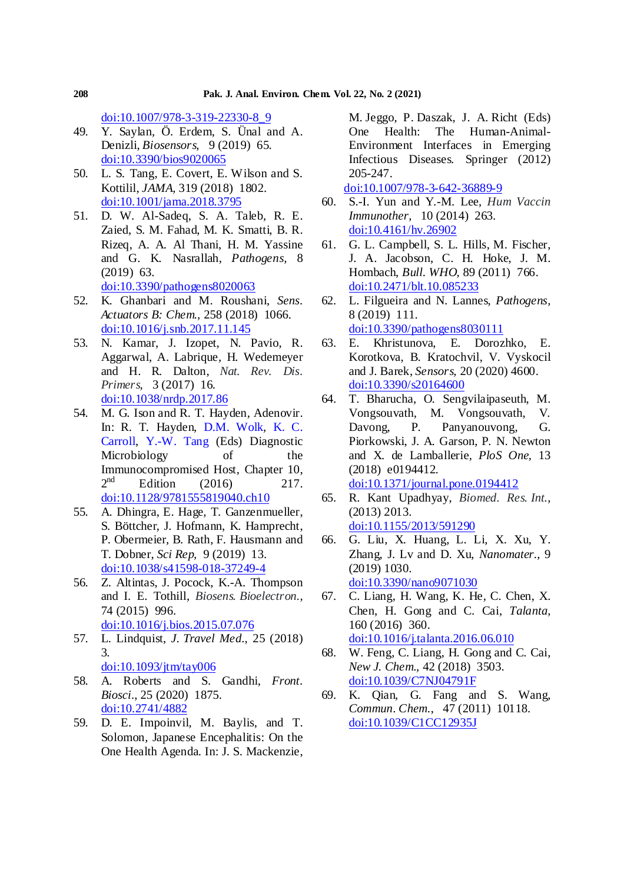doi:10.1007/978-3-319-22330-8_9

49. Y. Saylan, Ö. Erdem, S. Ünal and A. Denizli, *Biosensors*, 9 (2019) 65. doi:10.3390/bios9020065
50. L. S. Tang, E. Covert, E. Wilson and S. Kottilil, *JAMA*, 319 (2018) 1802. doi:10.1001/jama.2018.3795
51. D. W. Al-Sadeq, S. A. Taleb, R. E. Zaied, S. M. Fahad, M. K. Smatti, B. R. Rizeq, A. A. Al Thani, H. M. Yassine and G. K. Nasrallah, *Pathogens*, 8 (2019) 63. doi:10.3390/pathogens8020063
52. K. Ghanbari and M. Roushani, *Sens. Actuators B: Chem.*, 258 (2018) 1066. doi:10.1016/j.snb.2017.11.145
53. N. Kamar, J. Izopet, N. Pavio, R. Aggarwal, A. Labrique, H. Wedemeyer and H. R. Dalton, *Nat. Rev. Dis. Primers*, 3 (2017) 16. doi:10.1038/nrdp.2017.86
54. M. G. Ison and R. T. Hayden, Adenovir. In: R. T. Hayden, D.M. Wolk, K. C. Carroll, Y.-W. Tang (Eds) Diagnostic Microbiology of the Immunocompromised Host, Chapter 10, 2nd Edition (2016) 217. doi:10.1128/9781555819040.ch10
55. A. Dhingra, E. Hage, T. Ganzenmueller, S. Böttcher, J. Hofmann, K. Hamprecht, P. Obermeier, B. Rath, F. Hausmann and T. Dobner, *Sci Rep*, 9 (2019) 13. doi:10.1038/s41598-018-37249-4
56. Z. Altintas, J. Pocock, K.-A. Thompson and I. E. Tothill, *Biosens. Bioelectron.*, 74 (2015) 996. doi:10.1016/j.bios.2015.07.076
57. L. Lindquist, *J. Travel Med.*, 25 (2018) 3. doi:10.1093/jtm/tay006
58. A. Roberts and S. Gandhi, *Front. Biosci.*, 25 (2020) 1875. doi:10.2741/4882
59. D. E. Impoinvil, M. Baylis, and T. Solomon, Japanese Encephalitis: On the One Health Agenda. In: J. S. Mackenzie, M. Jeggo, P. Daszak, J. A. Richt (Eds) One Health: The Human-Animal-Environment Interfaces in Emerging Infectious Diseases. Springer (2012) 205-247. doi:10.1007/978-3-642-36889-9
60. S.-I. Yun and Y.-M. Lee, *Hum Vaccin Immunother*, 10 (2014) 263. doi:10.4161/hv.26902
61. G. L. Campbell, S. L. Hills, M. Fischer, J. A. Jacobson, C. H. Hoke, J. M. Hombach, *Bull. WHO*, 89 (2011) 766. doi:10.2471/blt.10.085233
62. L. Filgueira and N. Lannes, *Pathogens*, 8 (2019) 111. doi:10.3390/pathogens8030111
63. E. Khristunova, E. Dorozhko, E. Korotkova, B. Kratochvil, V. Vyskocil and J. Barek, *Sensors*, 20 (2020) 4600. doi:10.3390/s20164600
64. T. Bharucha, O. Sengvilaipaseuth, M. Vongsouvath, M. Vongsouvath, V. Davong, P. Panyanouvong, G. Piorkowski, J. A. Garson, P. N. Newton and X. de Lamballerie, *PloS One*, 13 (2018) e0194412. doi:10.1371/journal.pone.0194412
65. R. Kant Upadhyay, *Biomed. Res. Int.*, (2013) 2013. doi:10.1155/2013/591290
66. G. Liu, X. Huang, L. Li, X. Xu, Y. Zhang, J. Lv and D. Xu, *Nanomater.*, 9 (2019) 1030. doi:10.3390/nano9071030
67. C. Liang, H. Wang, K. He, C. Chen, X. Chen, H. Gong and C. Cai, *Talanta*, 160 (2016) 360. doi:10.1016/j.talanta.2016.06.010
68. W. Feng, C. Liang, H. Gong and C. Cai, *New J. Chem.*, 42 (2018) 3503. doi:10.1039/C7NJ04791F
69. K. Qian, G. Fang and S. Wang, *Commun. Chem.*, 47 (2011) 10118. doi:10.1039/C1CC12935J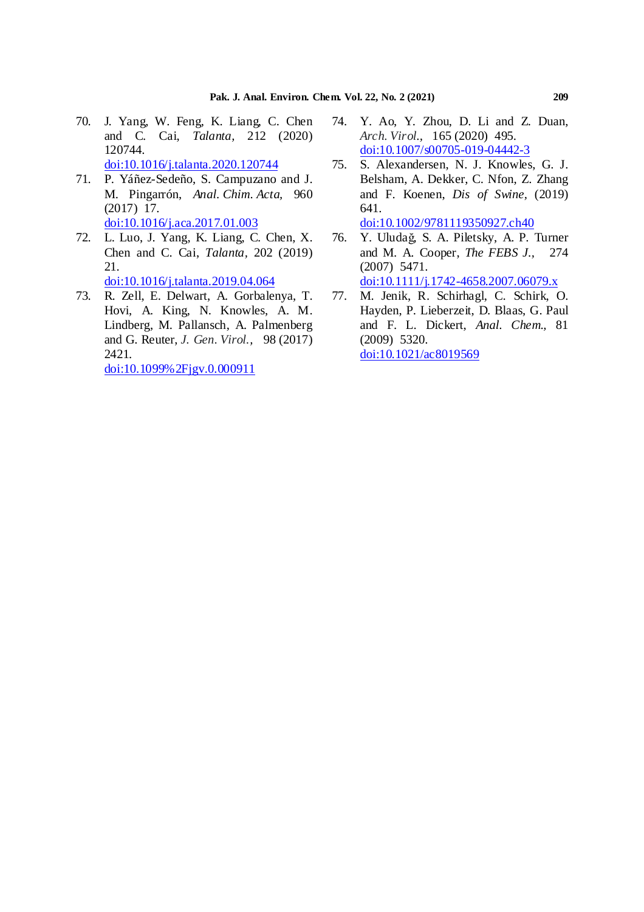70. J. Yang, W. Feng, K. Liang, C. Chen and C. Cai, *Talanta,* 212 (2020) 120744.
    doi:10.1016/j.talanta.2020.120744
71. P. Yáñez-Sedeño, S. Campuzano and J. M. Pingarrón, *Anal. Chim. Acta,* 960 (2017) 17.
    doi:10.1016/j.aca.2017.01.003
72. L. Luo, J. Yang, K. Liang, C. Chen, X. Chen and C. Cai, *Talanta,* 202 (2019) 21.
    doi:10.1016/j.talanta.2019.04.064
73. R. Zell, E. Delwart, A. Gorbalenya, T. Hovi, A. King, N. Knowles, A. M. Lindberg, M. Pallansch, A. Palmenberg and G. Reuter, *J. Gen. Virol.,* 98 (2017) 2421.
    doi:10.1099%2Fjgv.0.000911
74. Y. Ao, Y. Zhou, D. Li and Z. Duan, *Arch. Virol.,* 165 (2020) 495.
    doi:10.1007/s00705-019-04442-3
75. S. Alexandersen, N. J. Knowles, G. J. Belsham, A. Dekker, C. Nfon, Z. Zhang and F. Koenen, *Dis of Swine,* (2019) 641.
    doi:10.1002/9781119350927.ch40
76. Y. Uludağ, S. A. Piletsky, A. P. Turner and M. A. Cooper, *The FEBS J.,* 274 (2007) 5471.
    doi:10.1111/j.1742-4658.2007.06079.x
77. M. Jenik, R. Schirhagl, C. Schirk, O. Hayden, P. Lieberzeit, D. Blaas, G. Paul and F. L. Dickert, *Anal. Chem.,* 81 (2009) 5320.
    doi:10.1021/ac8019569